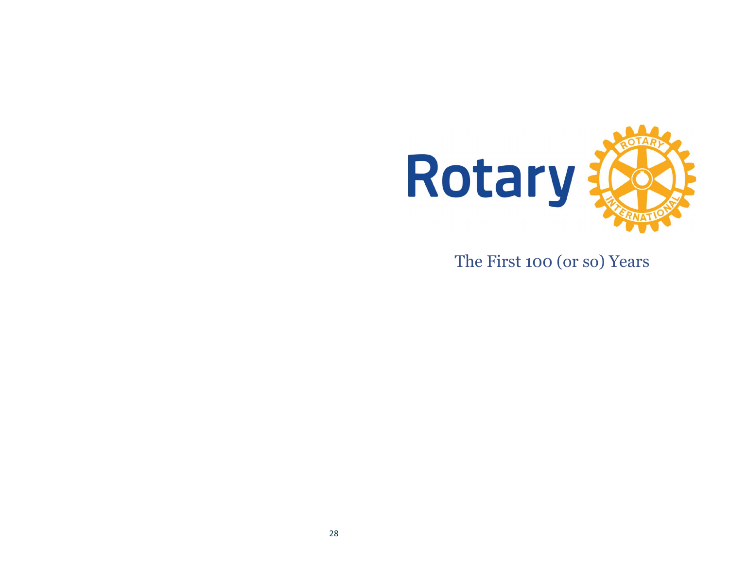# Rotary

ROTARY INTERNATIONAL

The First 100 (or so) Years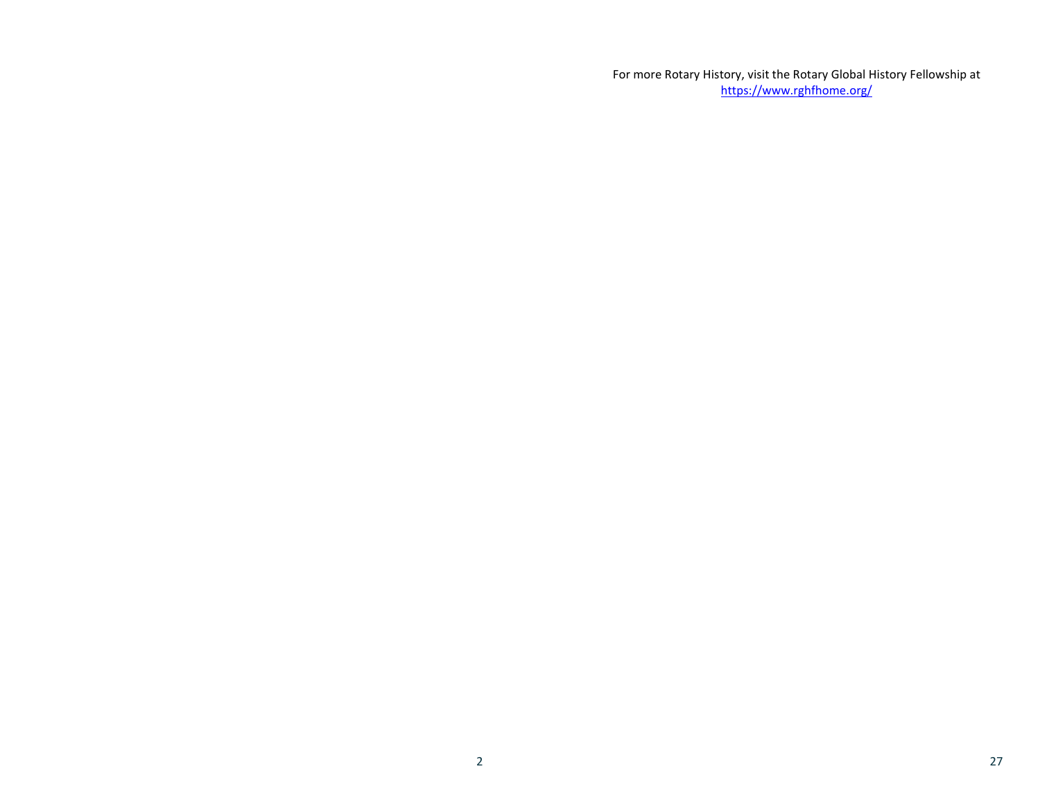For more Rotary History, visit the Rotary Global History Fellowship at [https://www.rghfhome.org/](https://www.rghfhome.org/)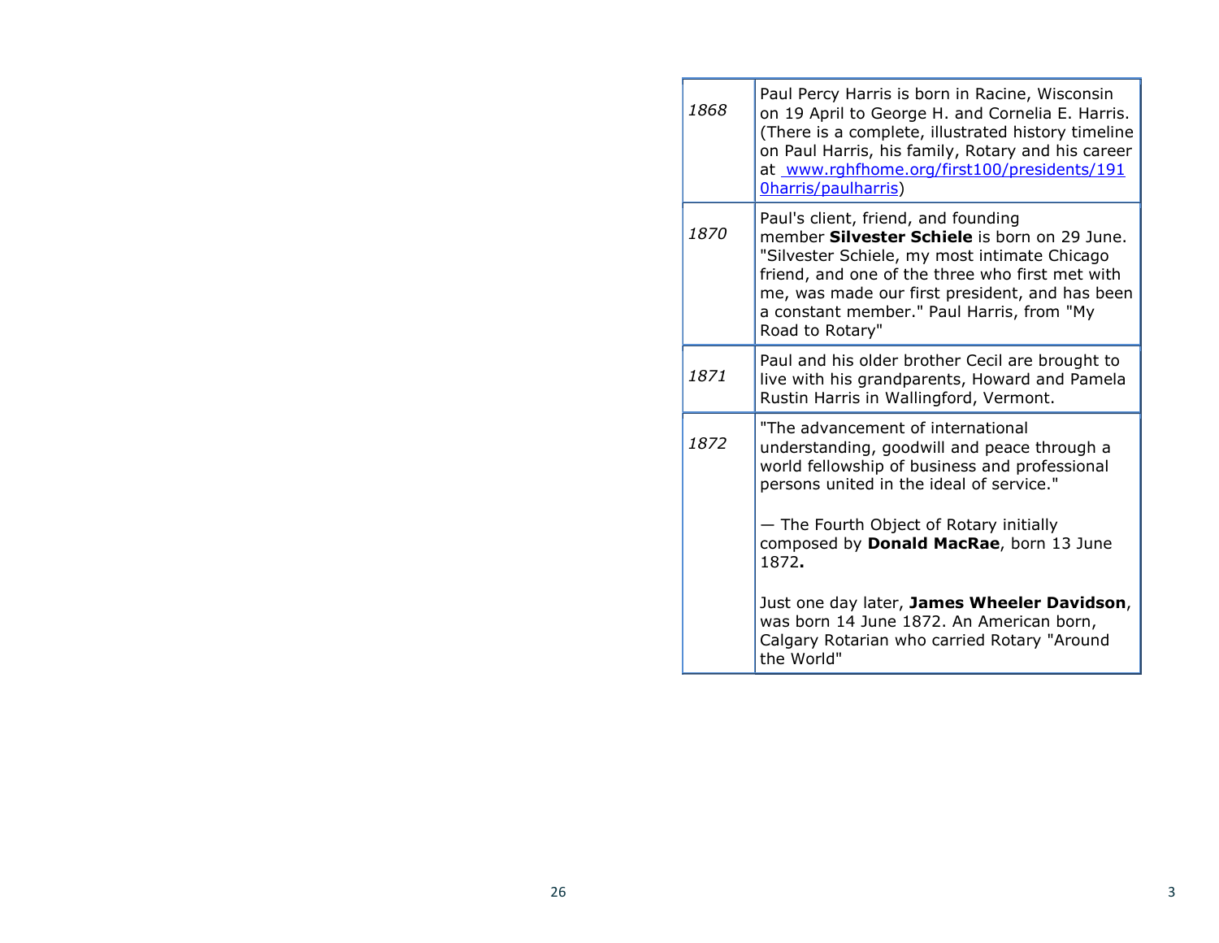| | |
|---|---|
| *1868* | Paul Percy Harris is born in Racine, Wisconsin on 19 April to George H. and Cornelia E. Harris. (There is a complete, illustrated history timeline on Paul Harris, his family, Rotary and his career at [www.rghfhome.org/first100/presidents/1910harris/paulharris](www.rghfhome.org/first100/presidents/1910harris/paulharris)) |
| *1870* | Paul's client, friend, and founding member **Silvester Schiele** is born on 29 June. "Silvester Schiele, my most intimate Chicago friend, and one of the three who first met with me, was made our first president, and has been a constant member." Paul Harris, from "My Road to Rotary" |
| *1871* | Paul and his older brother Cecil are brought to live with his grandparents, Howard and Pamela Rustin Harris in Wallingford, Vermont. |
| *1872* | "The advancement of international understanding, goodwill and peace through a world fellowship of business and professional persons united in the ideal of service."<br><br>— The Fourth Object of Rotary initially composed by **Donald MacRae**, born 13 June 1872**.**<br><br>Just one day later, **James Wheeler Davidson**, was born 14 June 1872. An American born, Calgary Rotarian who carried Rotary "Around the World" |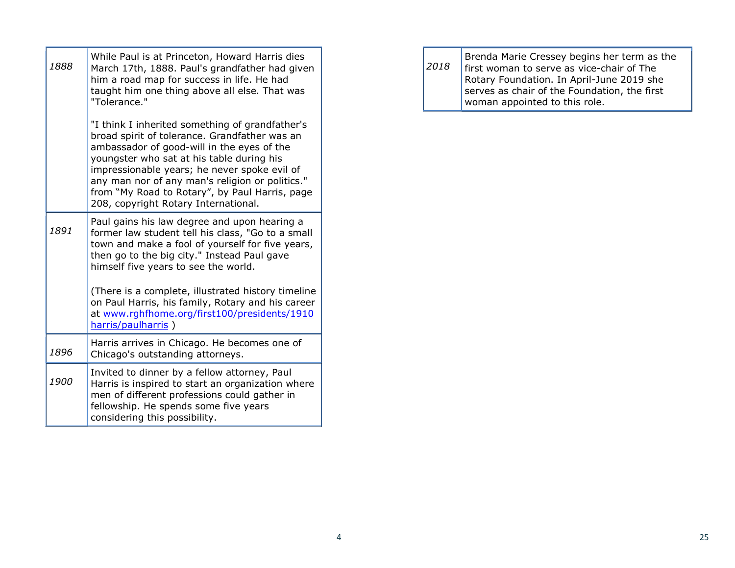| | |
|---|---|
| *1888* | While Paul is at Princeton, Howard Harris dies March 17th, 1888. Paul's grandfather had given him a road map for success in life. He had taught him one thing above all else. That was "Tolerance."<br><br>"I think I inherited something of grandfather's broad spirit of tolerance. Grandfather was an ambassador of good-will in the eyes of the youngster who sat at his table during his impressionable years; he never spoke evil of any man nor of any man's religion or politics." from "My Road to Rotary", by Paul Harris, page 208, copyright Rotary International. |
| *1891* | Paul gains his law degree and upon hearing a former law student tell his class, "Go to a small town and make a fool of yourself for five years, then go to the big city." Instead Paul gave himself five years to see the world.<br><br>(There is a complete, illustrated history timeline on Paul Harris, his family, Rotary and his career at [www.rghfhome.org/first100/presidents/1910harris/paulharris](www.rghfhome.org/first100/presidents/1910harris/paulharris) ) |
| *1896* | Harris arrives in Chicago. He becomes one of Chicago's outstanding attorneys. |
| *1900* | Invited to dinner by a fellow attorney, Paul Harris is inspired to start an organization where men of different professions could gather in fellowship. He spends some five years considering this possibility. |

| | |
|---|---|
| *2018* | Brenda Marie Cressey begins her term as the first woman to serve as vice-chair of The Rotary Foundation. In April-June 2019 she serves as chair of the Foundation, the first woman appointed to this role. |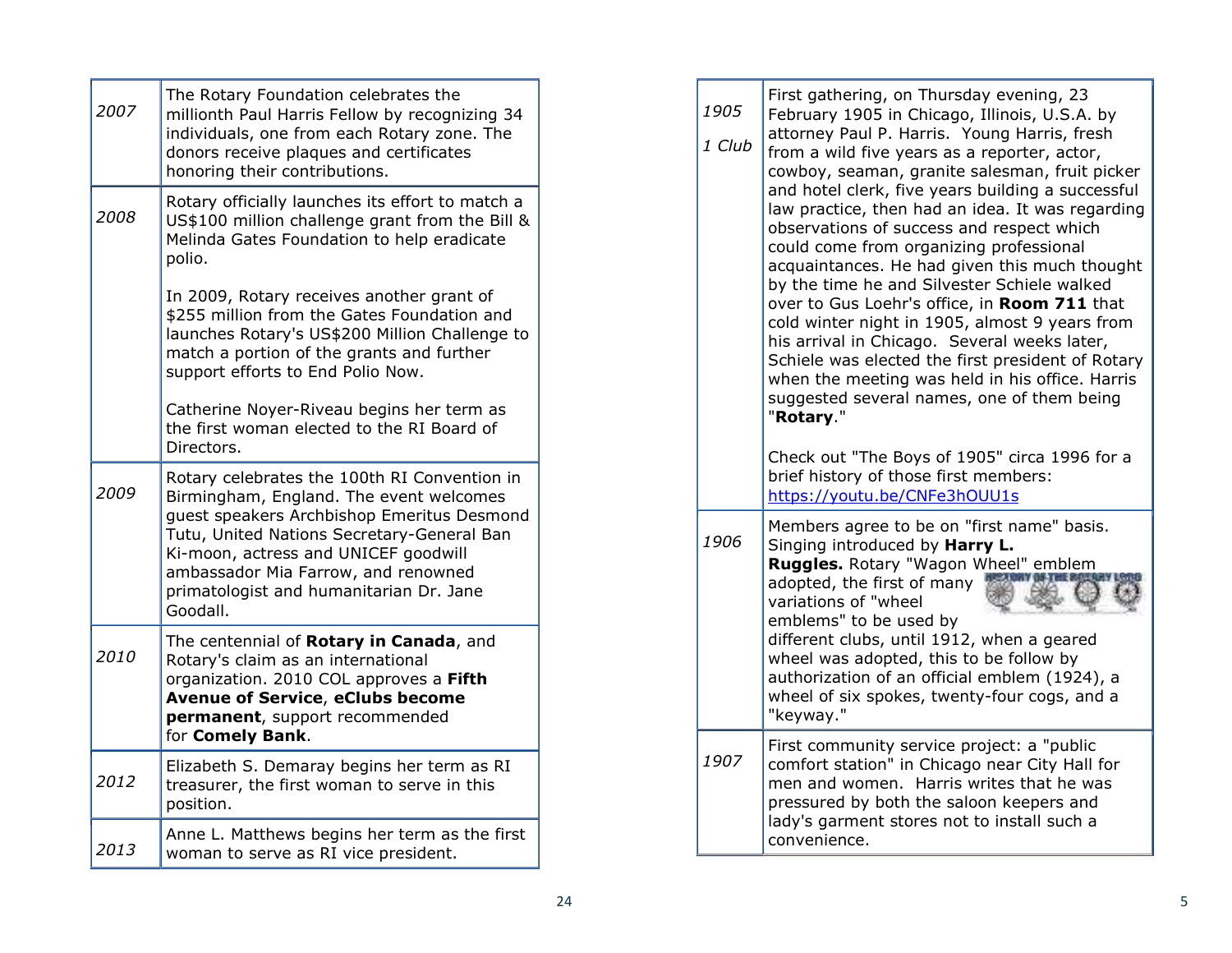| | |
|---|---|
| *2007* | The Rotary Foundation celebrates the millionth Paul Harris Fellow by recognizing 34 individuals, one from each Rotary zone. The donors receive plaques and certificates honoring their contributions. |
| *2008* | Rotary officially launches its effort to match a US$100 million challenge grant from the Bill & Melinda Gates Foundation to help eradicate polio.<br><br>In 2009, Rotary receives another grant of $255 million from the Gates Foundation and launches Rotary's US$200 Million Challenge to match a portion of the grants and further support efforts to End Polio Now.<br><br>Catherine Noyer-Riveau begins her term as the first woman elected to the RI Board of Directors. |
| *2009* | Rotary celebrates the 100th RI Convention in Birmingham, England. The event welcomes guest speakers Archbishop Emeritus Desmond Tutu, United Nations Secretary-General Ban Ki-moon, actress and UNICEF goodwill ambassador Mia Farrow, and renowned primatologist and humanitarian Dr. Jane Goodall. |
| *2010* | The centennial of **Rotary in Canada**, and Rotary's claim as an international organization. 2010 COL approves a **Fifth Avenue of Service**, **eClubs become permanent**, support recommended for **Comely Bank**. |
| *2012* | Elizabeth S. Demaray begins her term as RI treasurer, the first woman to serve in this position. |
| *2013* | Anne L. Matthews begins her term as the first woman to serve as RI vice president. |

| | |
|---|---|
| *1905*<br><br>*1 Club* | First gathering, on Thursday evening, 23 February 1905 in Chicago, Illinois, U.S.A. by attorney Paul P. Harris. Young Harris, fresh from a wild five years as a reporter, actor, cowboy, seaman, granite salesman, fruit picker and hotel clerk, five years building a successful law practice, then had an idea. It was regarding observations of success and respect which could come from organizing professional acquaintances. He had given this much thought by the time he and Silvester Schiele walked over to Gus Loehr's office, in **Room 711** that cold winter night in 1905, almost 9 years from his arrival in Chicago. Several weeks later, Schiele was elected the first president of Rotary when the meeting was held in his office. Harris suggested several names, one of them being "**Rotary**."<br><br>Check out "The Boys of 1905" circa 1996 for a brief history of those first members: https://youtu.be/CNFe3hOUU1s |
| *1906* | Members agree to be on "first name" basis. Singing introduced by **Harry L. Ruggles.** Rotary "Wagon Wheel" emblem adopted, the first of many variations of "wheel emblems" to be used by different clubs, until 1912, when a geared wheel was adopted, this to be follow by authorization of an official emblem (1924), a wheel of six spokes, twenty-four cogs, and a "keyway." |
| *1907* | First community service project: a "public comfort station" in Chicago near City Hall for men and women. Harris writes that he was pressured by both the saloon keepers and lady's garment stores not to install such a convenience. |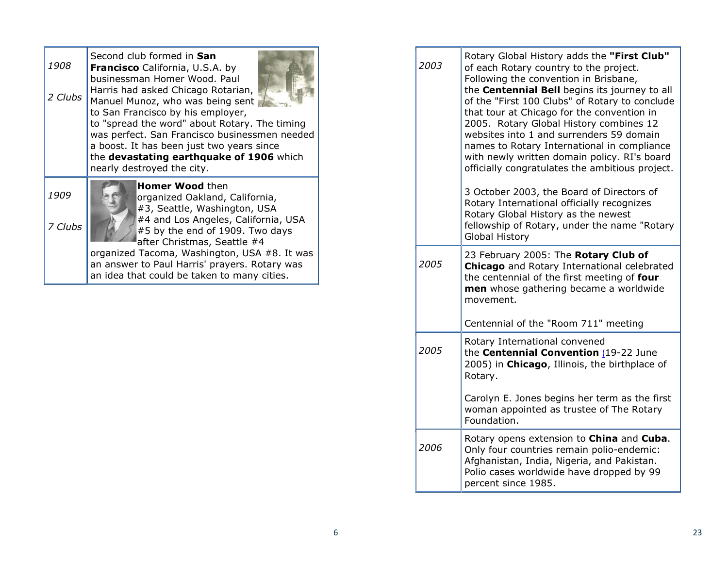| | |
|---|---|
| *1908*<br><br>*2 Clubs* | Second club formed in **San Francisco** California, U.S.A. by businessman Homer Wood. Paul Harris had asked Chicago Rotarian, Manuel Munoz, who was being sent to San Francisco by his employer, to "spread the word" about Rotary. The timing was perfect. San Francisco businessmen needed a boost. It has been just two years since the **devastating earthquake of 1906** which nearly destroyed the city. |
| *1909*<br><br>*7 Clubs* | **Homer Wood** then organized Oakland, California, #3, Seattle, Washington, USA #4 and Los Angeles, California, USA #5 by the end of 1909. Two days after Christmas, Seattle #4 organized Tacoma, Washington, USA #8. It was an answer to Paul Harris' prayers. Rotary was an idea that could be taken to many cities. |

| | |
|---|---|
| *2003* | Rotary Global History adds the **"First Club"** of each Rotary country to the project. Following the convention in Brisbane, the **Centennial Bell** begins its journey to all of the "First 100 Clubs" of Rotary to conclude that tour at Chicago for the convention in 2005. Rotary Global History combines 12 websites into 1 and surrenders 59 domain names to Rotary International in compliance with newly written domain policy. RI's board officially congratulates the ambitious project.<br><br>3 October 2003, the Board of Directors of Rotary International officially recognizes Rotary Global History as the newest fellowship of Rotary, under the name "Rotary Global History |
| *2005* | 23 February 2005: The **Rotary Club of Chicago** and Rotary International celebrated the centennial of the first meeting of **four men** whose gathering became a worldwide movement.<br><br>Centennial of the "Room 711" meeting |
| *2005* | Rotary International convened the **Centennial Convention** (19-22 June 2005) in **Chicago**, Illinois, the birthplace of Rotary.<br><br>Carolyn E. Jones begins her term as the first woman appointed as trustee of The Rotary Foundation. |
| *2006* | Rotary opens extension to **China** and **Cuba**. Only four countries remain polio-endemic: Afghanistan, India, Nigeria, and Pakistan. Polio cases worldwide have dropped by 99 percent since 1985. |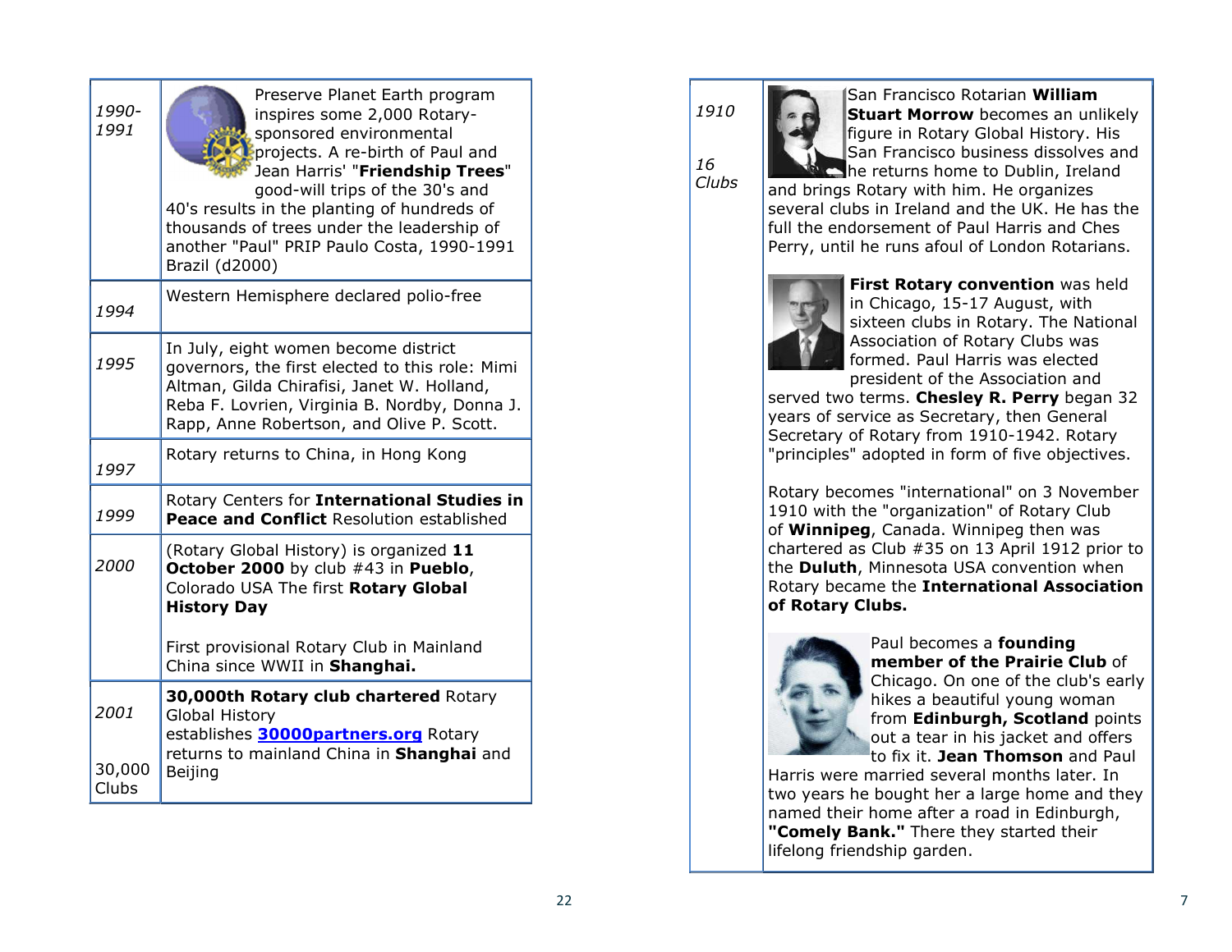| | |
|---|---|
| *1990-1991* | Preserve Planet Earth program inspires some 2,000 Rotary-sponsored environmental projects. A re-birth of Paul and Jean Harris' "**Friendship Trees**" good-will trips of the 30's and 40's results in the planting of hundreds of thousands of trees under the leadership of another "Paul" PRIP Paulo Costa, 1990-1991 Brazil (d2000) |
| *1994* | Western Hemisphere declared polio-free |
| *1995* | In July, eight women become district governors, the first elected to this role: Mimi Altman, Gilda Chirafisi, Janet W. Holland, Reba F. Lovrien, Virginia B. Nordby, Donna J. Rapp, Anne Robertson, and Olive P. Scott. |
| *1997* | Rotary returns to China, in Hong Kong |
| *1999* | Rotary Centers for **International Studies in Peace and Conflict** Resolution established |
| *2000* | (Rotary Global History) is organized **11 October 2000** by club #43 in **Pueblo**, Colorado USA The first **Rotary Global History Day**<br><br>First provisional Rotary Club in Mainland China since WWII in **Shanghai.** |
| *2001*<br><br>30,000 Clubs | **30,000th Rotary club chartered** Rotary Global History establishes **30000partners.org** Rotary returns to mainland China in **Shanghai** and Beijing |

| | |
|---|---|
| *1910*<br><br>*16 Clubs* | San Francisco Rotarian **William Stuart Morrow** becomes an unlikely figure in Rotary Global History. His San Francisco business dissolves and he returns home to Dublin, Ireland and brings Rotary with him. He organizes several clubs in Ireland and the UK. He has the full the endorsement of Paul Harris and Ches Perry, until he runs afoul of London Rotarians.<br><br>**First Rotary convention** was held in Chicago, 15-17 August, with sixteen clubs in Rotary. The National Association of Rotary Clubs was formed. Paul Harris was elected president of the Association and served two terms. **Chesley R. Perry** began 32 years of service as Secretary, then General Secretary of Rotary from 1910-1942. Rotary "principles" adopted in form of five objectives.<br><br>Rotary becomes "international" on 3 November 1910 with the "organization" of Rotary Club of **Winnipeg**, Canada. Winnipeg then was chartered as Club #35 on 13 April 1912 prior to the **Duluth**, Minnesota USA convention when Rotary became the **International Association of Rotary Clubs.**<br><br>Paul becomes a **founding member of the Prairie Club** of Chicago. On one of the club's early hikes a beautiful young woman from **Edinburgh, Scotland** points out a tear in his jacket and offers to fix it. **Jean Thomson** and Paul Harris were married several months later. In two years he bought her a large home and they named their home after a road in Edinburgh, **"Comely Bank."** There they started their lifelong friendship garden. |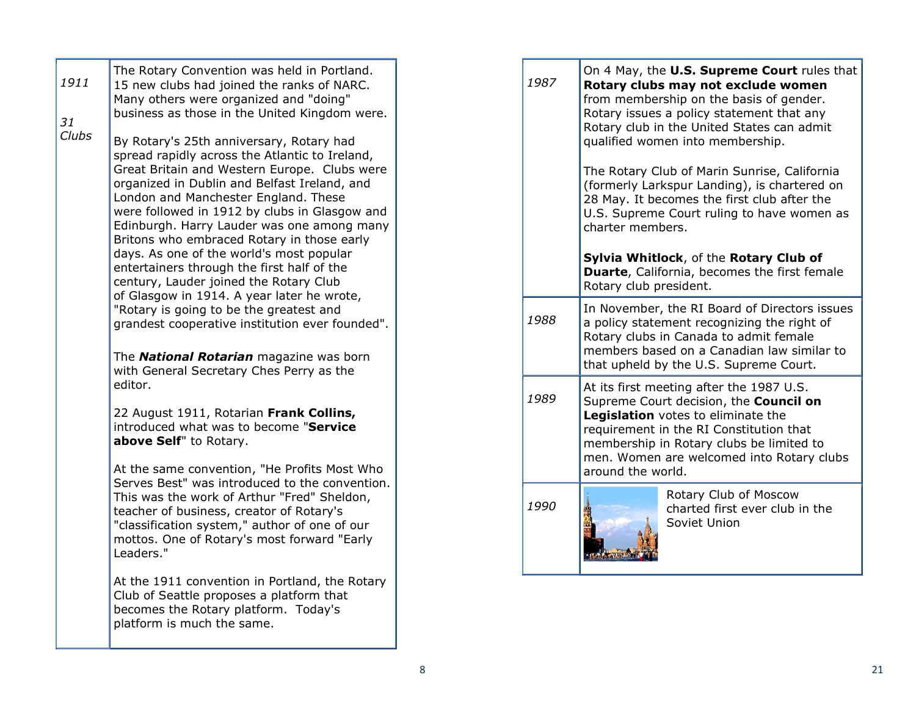| | |
|---|---|
| *1911*<br><br>*31 Clubs* | The Rotary Convention was held in Portland. 15 new clubs had joined the ranks of NARC. Many others were organized and "doing" business as those in the United Kingdom were.<br><br>By Rotary's 25th anniversary, Rotary had spread rapidly across the Atlantic to Ireland, Great Britain and Western Europe. Clubs were organized in Dublin and Belfast Ireland, and London and Manchester England. These were followed in 1912 by clubs in Glasgow and Edinburgh. Harry Lauder was one among many Britons who embraced Rotary in those early days. As one of the world's most popular entertainers through the first half of the century, Lauder joined the Rotary Club of Glasgow in 1914. A year later he wrote, "Rotary is going to be the greatest and grandest cooperative institution ever founded".<br><br>The ***National Rotarian*** magazine was born with General Secretary Ches Perry as the editor.<br><br>22 August 1911, Rotarian **Frank Collins,** introduced what was to become "**Service above Self**" to Rotary.<br><br>At the same convention, "He Profits Most Who Serves Best" was introduced to the convention. This was the work of Arthur "Fred" Sheldon, teacher of business, creator of Rotary's "classification system," author of one of our mottos. One of Rotary's most forward "Early Leaders."<br><br>At the 1911 convention in Portland, the Rotary Club of Seattle proposes a platform that becomes the Rotary platform. Today's platform is much the same. |

| | |
|---|---|
| *1987* | On 4 May, the **U.S. Supreme Court** rules that **Rotary clubs may not exclude women** from membership on the basis of gender. Rotary issues a policy statement that any Rotary club in the United States can admit qualified women into membership.<br><br>The Rotary Club of Marin Sunrise, California (formerly Larkspur Landing), is chartered on 28 May. It becomes the first club after the U.S. Supreme Court ruling to have women as charter members.<br><br>**Sylvia Whitlock**, of the **Rotary Club of Duarte**, California, becomes the first female Rotary club president. |
| *1988* | In November, the RI Board of Directors issues a policy statement recognizing the right of Rotary clubs in Canada to admit female members based on a Canadian law similar to that upheld by the U.S. Supreme Court. |
| *1989* | At its first meeting after the 1987 U.S. Supreme Court decision, the **Council on Legislation** votes to eliminate the requirement in the RI Constitution that membership in Rotary clubs be limited to men. Women are welcomed into Rotary clubs around the world. |
| *1990* | Rotary Club of Moscow charted first ever club in the Soviet Union |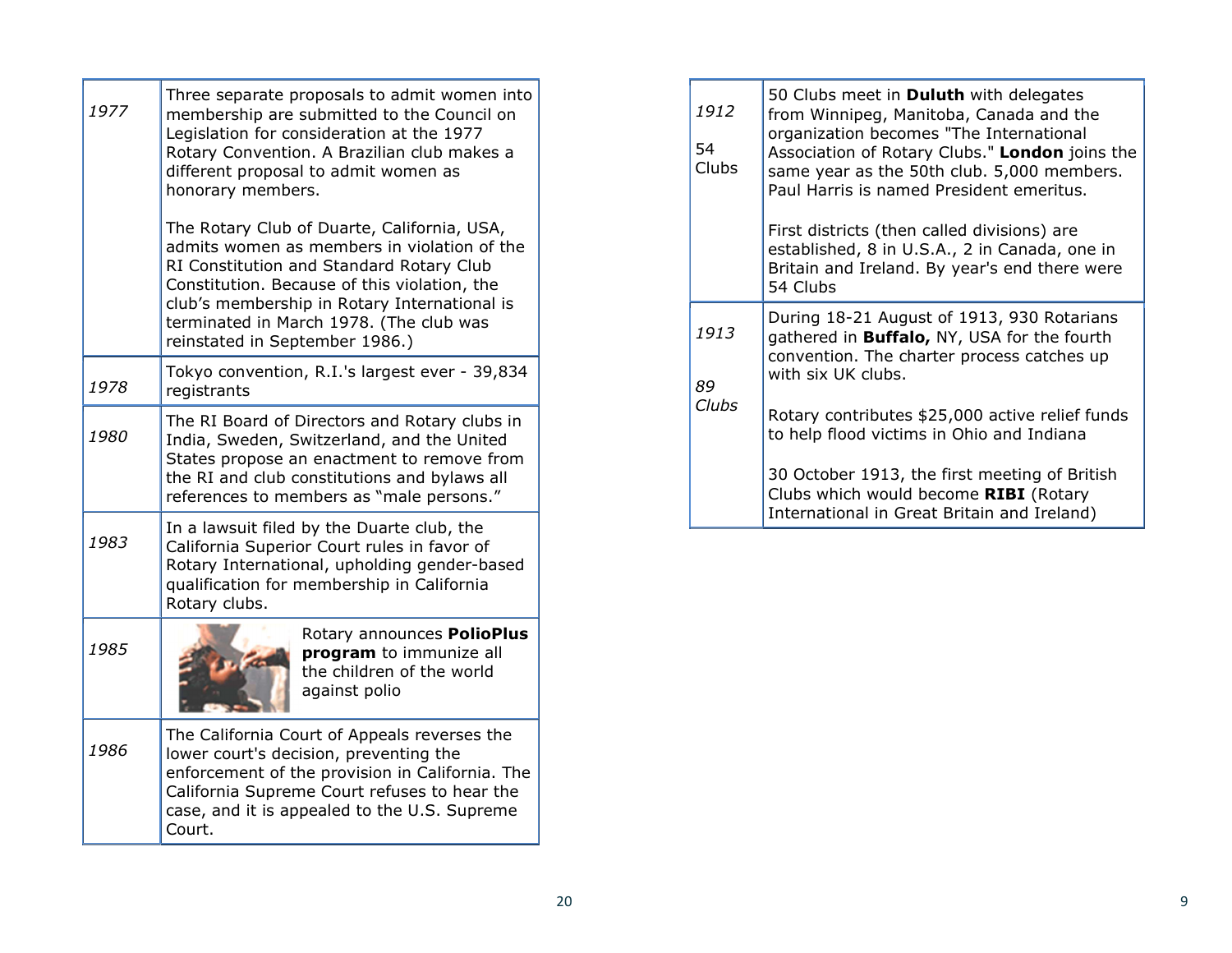| | |
|---|---|
| *1977* | Three separate proposals to admit women into membership are submitted to the Council on Legislation for consideration at the 1977 Rotary Convention. A Brazilian club makes a different proposal to admit women as honorary members.<br><br>The Rotary Club of Duarte, California, USA, admits women as members in violation of the RI Constitution and Standard Rotary Club Constitution. Because of this violation, the club's membership in Rotary International is terminated in March 1978. (The club was reinstated in September 1986.) |
| *1978* | Tokyo convention, R.I.'s largest ever - 39,834 registrants |
| *1980* | The RI Board of Directors and Rotary clubs in India, Sweden, Switzerland, and the United States propose an enactment to remove from the RI and club constitutions and bylaws all references to members as "male persons." |
| *1983* | In a lawsuit filed by the Duarte club, the California Superior Court rules in favor of Rotary International, upholding gender-based qualification for membership in California Rotary clubs. |
| *1985* | Rotary announces **PolioPlus program** to immunize all the children of the world against polio |
| *1986* | The California Court of Appeals reverses the lower court's decision, preventing the enforcement of the provision in California. The California Supreme Court refuses to hear the case, and it is appealed to the U.S. Supreme Court. |

| | |
|---|---|
| *1912*<br><br>54 Clubs | 50 Clubs meet in **Duluth** with delegates from Winnipeg, Manitoba, Canada and the organization becomes "The International Association of Rotary Clubs." **London** joins the same year as the 50th club. 5,000 members. Paul Harris is named President emeritus.<br><br>First districts (then called divisions) are established, 8 in U.S.A., 2 in Canada, one in Britain and Ireland. By year's end there were 54 Clubs |
| *1913*<br><br>*89 Clubs* | During 18-21 August of 1913, 930 Rotarians gathered in **Buffalo,** NY, USA for the fourth convention. The charter process catches up with six UK clubs.<br><br>Rotary contributes $25,000 active relief funds to help flood victims in Ohio and Indiana<br><br>30 October 1913, the first meeting of British Clubs which would become **RIBI** (Rotary International in Great Britain and Ireland) |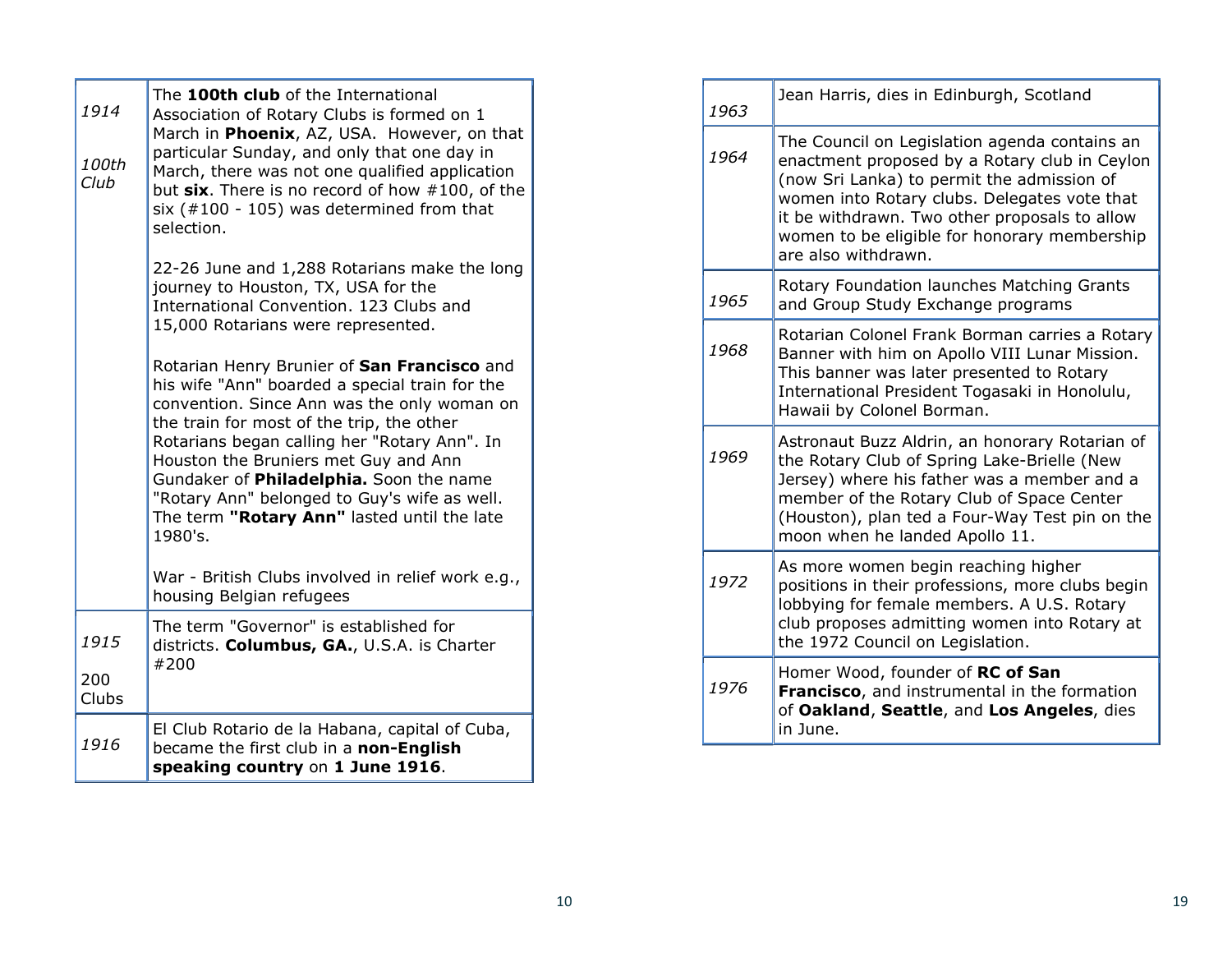| | |
|---|---|
| *1914*<br><br>*100th Club* | The **100th club** of the International Association of Rotary Clubs is formed on 1 March in **Phoenix**, AZ, USA. However, on that particular Sunday, and only that one day in March, there was not one qualified application but **six**. There is no record of how #100, of the six (#100 - 105) was determined from that selection.<br><br>22-26 June and 1,288 Rotarians make the long journey to Houston, TX, USA for the International Convention. 123 Clubs and 15,000 Rotarians were represented.<br><br>Rotarian Henry Brunier of **San Francisco** and his wife "Ann" boarded a special train for the convention. Since Ann was the only woman on the train for most of the trip, the other Rotarians began calling her "Rotary Ann". In Houston the Bruniers met Guy and Ann Gundaker of **Philadelphia.** Soon the name "Rotary Ann" belonged to Guy's wife as well. The term **"Rotary Ann"** lasted until the late 1980's.<br><br>War - British Clubs involved in relief work e.g., housing Belgian refugees |
| *1915*<br><br>200 Clubs | The term "Governor" is established for districts. **Columbus, GA.**, U.S.A. is Charter #200 |
| *1916* | El Club Rotario de la Habana, capital of Cuba, became the first club in a **non-English speaking country** on **1 June 1916**. |

| | |
|---|---|
| *1963* | Jean Harris, dies in Edinburgh, Scotland |
| *1964* | The Council on Legislation agenda contains an enactment proposed by a Rotary club in Ceylon (now Sri Lanka) to permit the admission of women into Rotary clubs. Delegates vote that it be withdrawn. Two other proposals to allow women to be eligible for honorary membership are also withdrawn. |
| *1965* | Rotary Foundation launches Matching Grants and Group Study Exchange programs |
| *1968* | Rotarian Colonel Frank Borman carries a Rotary Banner with him on Apollo VIII Lunar Mission. This banner was later presented to Rotary International President Togasaki in Honolulu, Hawaii by Colonel Borman. |
| *1969* | Astronaut Buzz Aldrin, an honorary Rotarian of the Rotary Club of Spring Lake-Brielle (New Jersey) where his father was a member and a member of the Rotary Club of Space Center (Houston), plan ted a Four-Way Test pin on the moon when he landed Apollo 11. |
| *1972* | As more women begin reaching higher positions in their professions, more clubs begin lobbying for female members. A U.S. Rotary club proposes admitting women into Rotary at the 1972 Council on Legislation. |
| *1976* | Homer Wood, founder of **RC of San Francisco**, and instrumental in the formation of **Oakland**, **Seattle**, and **Los Angeles**, dies in June. |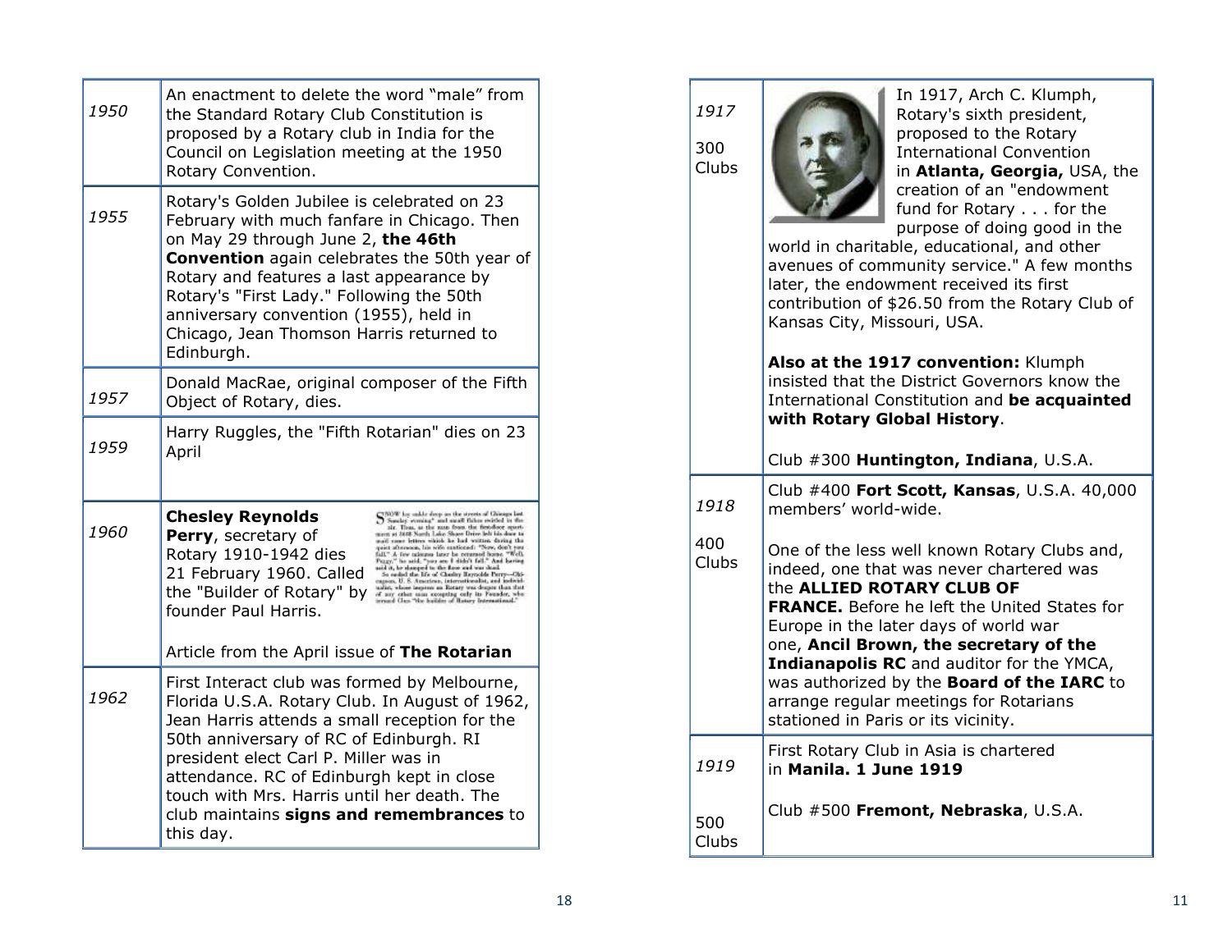| | |
|---|---|
| 1950 | An enactment to delete the word "male" from the Standard Rotary Club Constitution is proposed by a Rotary club in India for the Council on Legislation meeting at the 1950 Rotary Convention. |
| 1955 | Rotary's Golden Jubilee is celebrated on 23 February with much fanfare in Chicago. Then on May 29 through June 2, **the 46th Convention** again celebrates the 50th year of Rotary and features a last appearance by Rotary's "First Lady." Following the 50th anniversary convention (1955), held in Chicago, Jean Thomson Harris returned to Edinburgh. |
| 1957 | Donald MacRae, original composer of the Fifth Object of Rotary, dies. |
| 1959 | Harry Ruggles, the "Fifth Rotarian" dies on 23 April |
| 1960 | **Chesley Reynolds Perry**, secretary of Rotary 1910-1942 dies 21 February 1960. Called the "Builder of Rotary" by founder Paul Harris. Article from the April issue of **The Rotarian** |
| 1962 | First Interact club was formed by Melbourne, Florida U.S.A. Rotary Club. In August of 1962, Jean Harris attends a small reception for the 50th anniversary of RC of Edinburgh. RI president elect Carl P. Miller was in attendance. RC of Edinburgh kept in close touch with Mrs. Harris until her death. The club maintains **signs and remembrances** to this day. |

| | |
|---|---|
| 1917 300 Clubs | In 1917, Arch C. Klumph, Rotary's sixth president, proposed to the Rotary International Convention in **Atlanta, Georgia,** USA, the creation of an "endowment fund for Rotary . . . for the purpose of doing good in the world in charitable, educational, and other avenues of community service." A few months later, the endowment received its first contribution of $26.50 from the Rotary Club of Kansas City, Missouri, USA. **Also at the 1917 convention:** Klumph insisted that the District Governors know the International Constitution and **be acquainted with Rotary Global History**. Club #300 **Huntington, Indiana**, U.S.A. |
| 1918 400 Clubs | Club #400 **Fort Scott, Kansas**, U.S.A. 40,000 members' world-wide. One of the less well known Rotary Clubs and, indeed, one that was never chartered was the **ALLIED ROTARY CLUB OF FRANCE.** Before he left the United States for Europe in the later days of world war one, **Ancil Brown, the secretary of the Indianapolis RC** and auditor for the YMCA, was authorized by the **Board of the IARC** to arrange regular meetings for Rotarians stationed in Paris or its vicinity. |
| 1919 500 Clubs | First Rotary Club in Asia is chartered in **Manila. 1 June 1919** Club #500 **Fremont, Nebraska**, U.S.A. |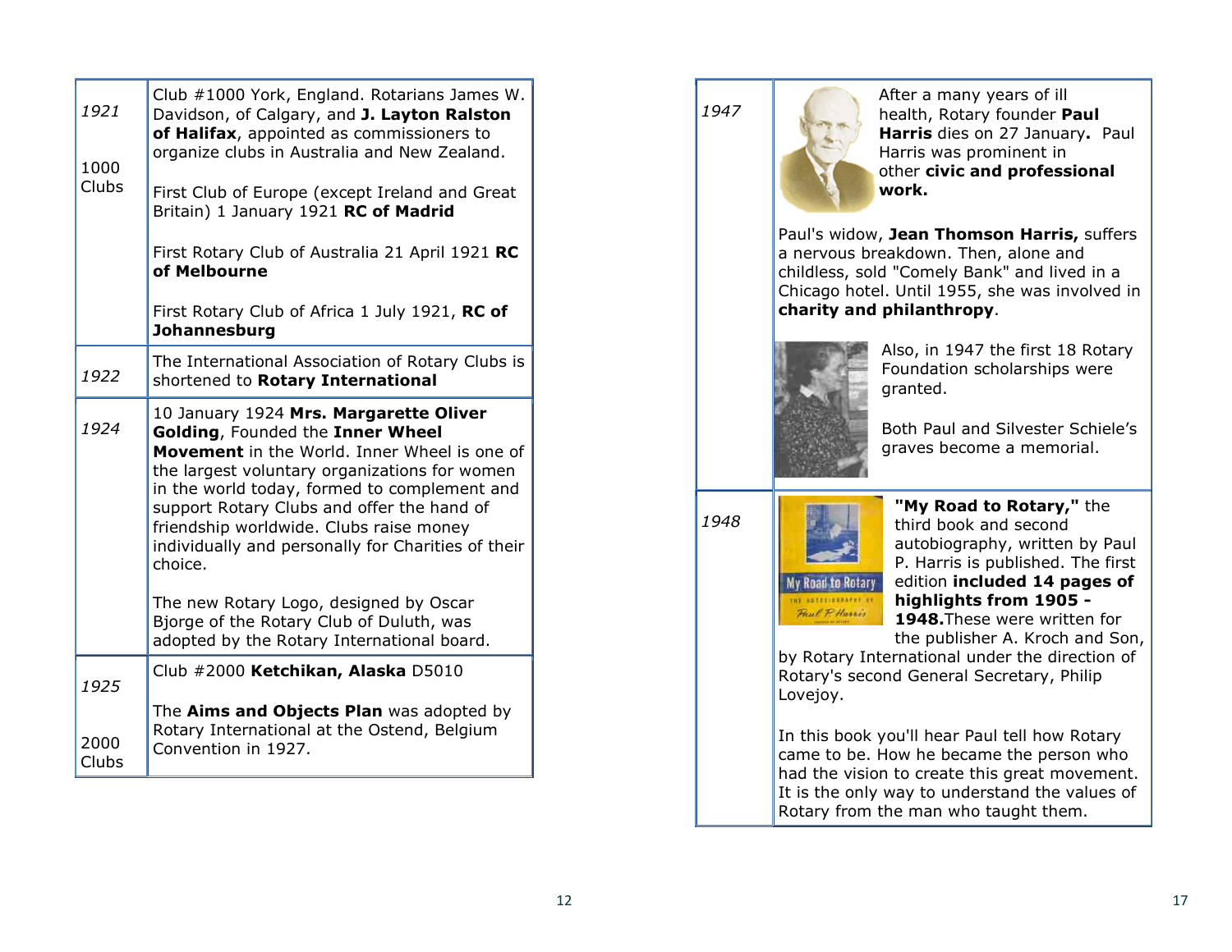| | |
|---|---|
| *1921*<br><br>1000 Clubs | Club #1000 York, England. Rotarians James W. Davidson, of Calgary, and **J. Layton Ralston of Halifax**, appointed as commissioners to organize clubs in Australia and New Zealand.<br><br>First Club of Europe (except Ireland and Great Britain) 1 January 1921 **RC of Madrid**<br><br>First Rotary Club of Australia 21 April 1921 **RC of Melbourne**<br><br>First Rotary Club of Africa 1 July 1921, **RC of Johannesburg** |
| *1922* | The International Association of Rotary Clubs is shortened to **Rotary International** |
| *1924* | 10 January 1924 **Mrs. Margarette Oliver Golding**, Founded the **Inner Wheel Movement** in the World. Inner Wheel is one of the largest voluntary organizations for women in the world today, formed to complement and support Rotary Clubs and offer the hand of friendship worldwide. Clubs raise money individually and personally for Charities of their choice.<br><br>The new Rotary Logo, designed by Oscar Bjorge of the Rotary Club of Duluth, was adopted by the Rotary International board. |
| *1925*<br><br>2000 Clubs | Club #2000 **Ketchikan, Alaska** D5010<br><br>The **Aims and Objects Plan** was adopted by Rotary International at the Ostend, Belgium Convention in 1927. |

| | |
|---|---|
| *1947* | After a many years of ill health, Rotary founder **Paul Harris** dies on 27 January**.** Paul Harris was prominent in other **civic and professional work.**<br><br>Paul's widow, **Jean Thomson Harris,** suffers a nervous breakdown. Then, alone and childless, sold "Comely Bank" and lived in a Chicago hotel. Until 1955, she was involved in **charity and philanthropy**.<br><br>Also, in 1947 the first 18 Rotary Foundation scholarships were granted.<br><br>Both Paul and Silvester Schiele's graves become a memorial. |
| *1948* | **"My Road to Rotary,"** the third book and second autobiography, written by Paul P. Harris is published. The first edition **included 14 pages of highlights from 1905 - 1948.**These were written for the publisher A. Kroch and Son, by Rotary International under the direction of Rotary's second General Secretary, Philip Lovejoy.<br><br>In this book you'll hear Paul tell how Rotary came to be. How he became the person who had the vision to create this great movement. It is the only way to understand the values of Rotary from the man who taught them. |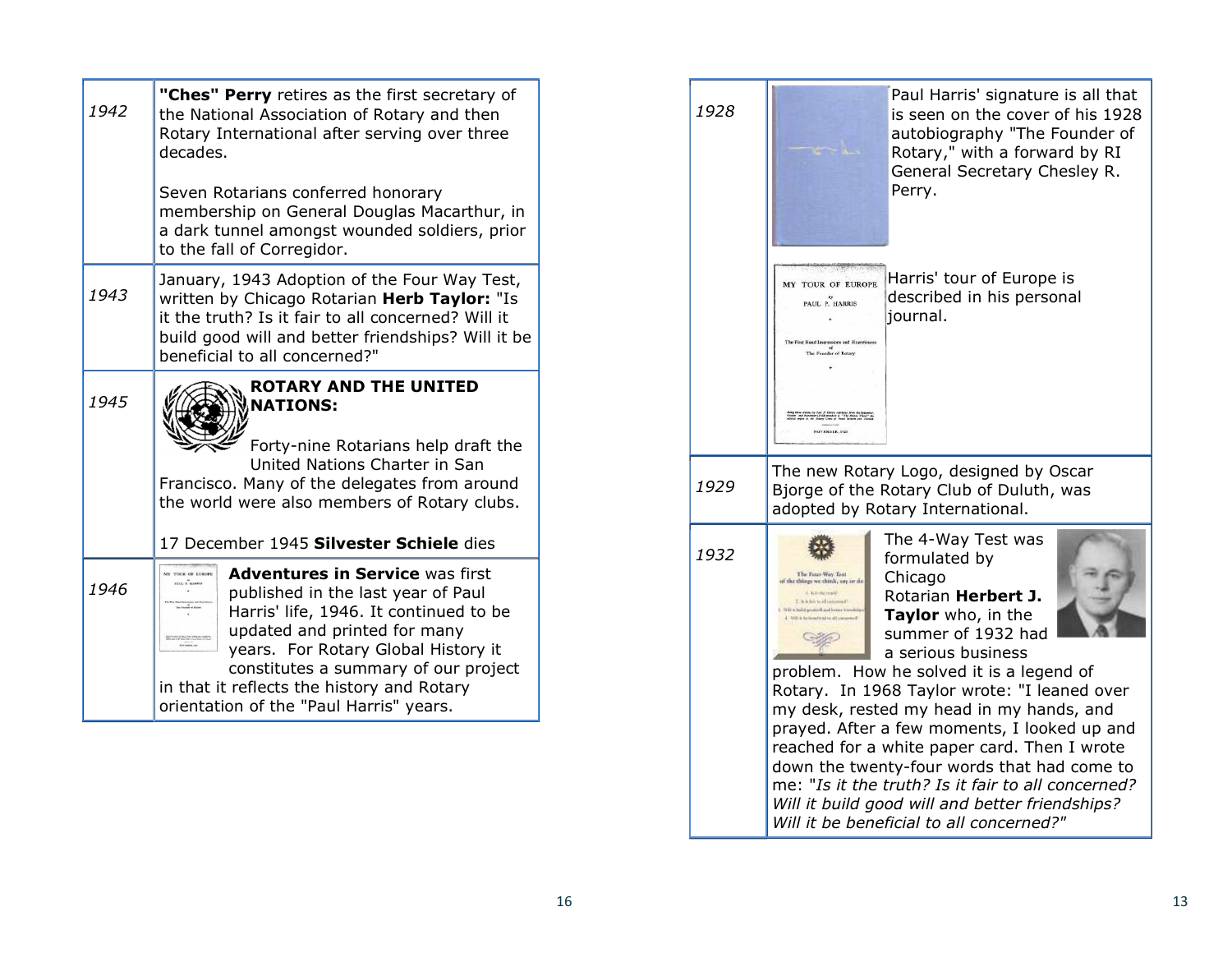| | |
|---|---|
| 1942 | **"Ches" Perry** retires as the first secretary of the National Association of Rotary and then Rotary International after serving over three decades.<br><br>Seven Rotarians conferred honorary membership on General Douglas Macarthur, in a dark tunnel amongst wounded soldiers, prior to the fall of Corregidor. |
| 1943 | January, 1943 Adoption of the Four Way Test, written by Chicago Rotarian **Herb Taylor:** "Is it the truth? Is it fair to all concerned? Will it build good will and better friendships? Will it be beneficial to all concerned?" |
| 1945 | **ROTARY AND THE UNITED NATIONS:**<br><br>Forty-nine Rotarians help draft the United Nations Charter in San Francisco. Many of the delegates from around the world were also members of Rotary clubs.<br><br>17 December 1945 **Silvester Schiele** dies |
| 1946 | **Adventures in Service** was first published in the last year of Paul Harris' life, 1946. It continued to be updated and printed for many years. For Rotary Global History it constitutes a summary of our project in that it reflects the history and Rotary orientation of the "Paul Harris" years. |

| | |
|---|---|
| 1928 | Paul Harris' signature is all that is seen on the cover of his 1928 autobiography "The Founder of Rotary," with a forward by RI General Secretary Chesley R. Perry.<br><br>Harris' tour of Europe is described in his personal journal. |
| 1929 | The new Rotary Logo, designed by Oscar Bjorge of the Rotary Club of Duluth, was adopted by Rotary International. |
| 1932 | The 4-Way Test was formulated by Chicago Rotarian **Herbert J. Taylor** who, in the summer of 1932 had a serious business problem. How he solved it is a legend of Rotary. In 1968 Taylor wrote: "I leaned over my desk, rested my head in my hands, and prayed. After a few moments, I looked up and reached for a white paper card. Then I wrote down the twenty-four words that had come to me: *"Is it the truth? Is it fair to all concerned? Will it build good will and better friendships? Will it be beneficial to all concerned?"* |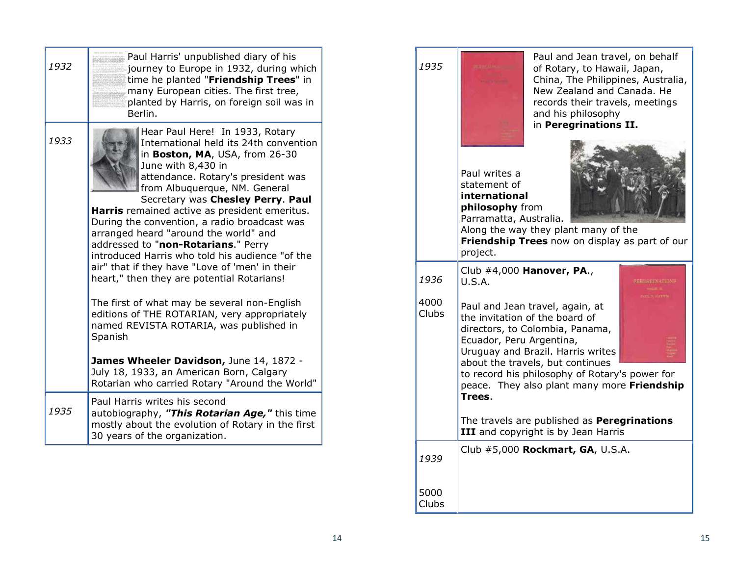| | |
|---|---|
| *1932* | Paul Harris' unpublished diary of his journey to Europe in 1932, during which time he planted "**Friendship Trees**" in many European cities. The first tree, planted by Harris, on foreign soil was in Berlin. |
| *1933* | Hear Paul Here! In 1933, Rotary International held its 24th convention in **Boston, MA**, USA, from 26-30 June with 8,430 in attendance. Rotary's president was from Albuquerque, NM. General Secretary was **Chesley Perry**. **Paul Harris** remained active as president emeritus. During the convention, a radio broadcast was arranged heard "around the world" and addressed to "**non-Rotarians**." Perry introduced Harris who told his audience "of the air" that if they have "Love of 'men' in their heart," then they are potential Rotarians!<br><br>The first of what may be several non-English editions of THE ROTARIAN, very appropriately named REVISTA ROTARIA, was published in Spanish<br><br>**James Wheeler Davidson,** June 14, 1872 - July 18, 1933, an American Born, Calgary Rotarian who carried Rotary "Around the World" |
| *1935* | Paul Harris writes his second autobiography, ***"This Rotarian Age,"*** this time mostly about the evolution of Rotary in the first 30 years of the organization. |

| | |
|---|---|
| *1935* | Paul and Jean travel, on behalf of Rotary, to Hawaii, Japan, China, The Philippines, Australia, New Zealand and Canada. He records their travels, meetings and his philosophy in **Peregrinations II.**<br><br>Paul writes a statement of **international philosophy** from Parramatta, Australia. Along the way they plant many of the **Friendship Trees** now on display as part of our project. |
| *1936*<br><br>4000 Clubs | Club #4,000 **Hanover, PA**., U.S.A.<br><br>Paul and Jean travel, again, at the invitation of the board of directors, to Colombia, Panama, Ecuador, Peru Argentina, Uruguay and Brazil. Harris writes about the travels, but continues to record his philosophy of Rotary's power for peace. They also plant many more **Friendship Trees**.<br><br>The travels are published as **Peregrinations III** and copyright is by Jean Harris |
| *1939*<br><br>5000 Clubs | Club #5,000 **Rockmart, GA**, U.S.A. |